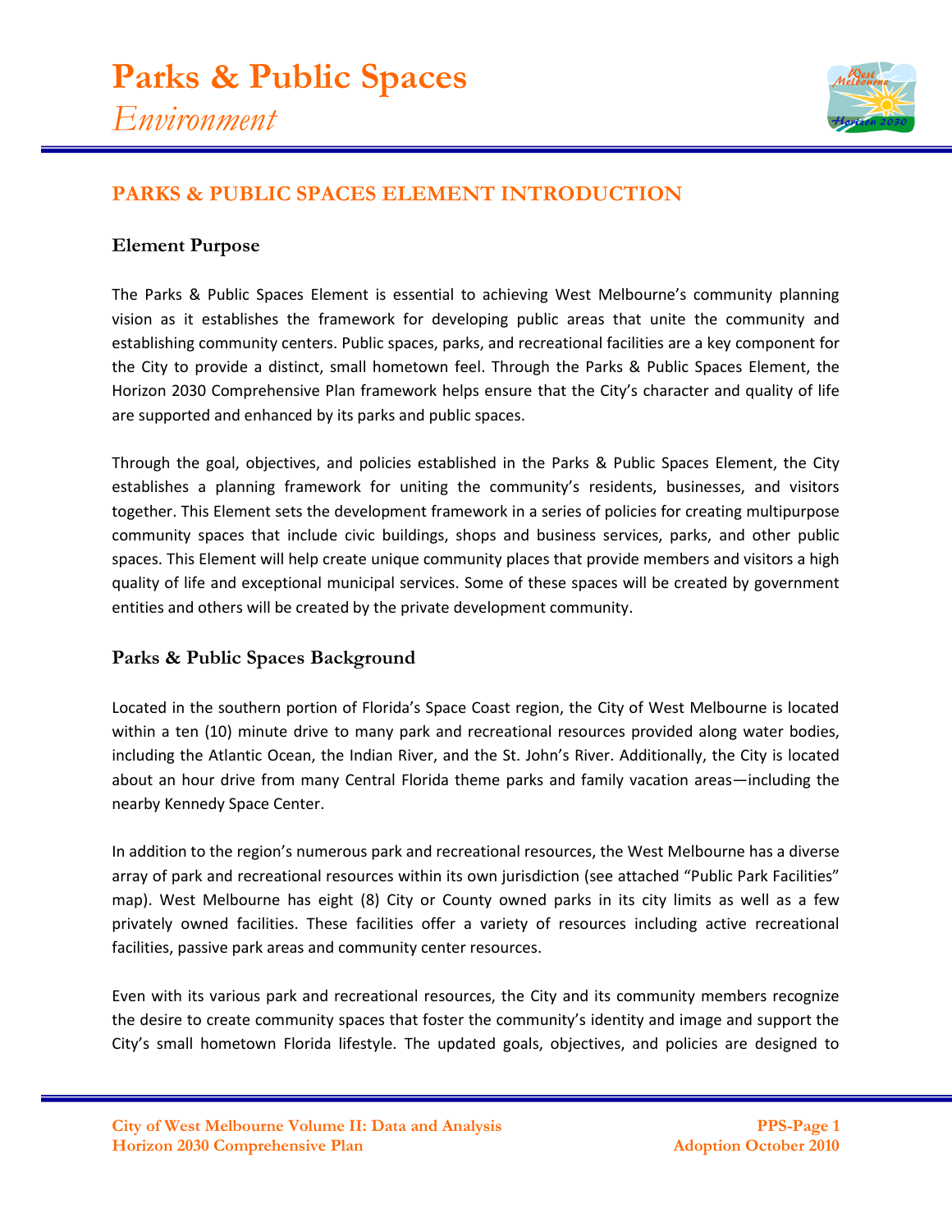# Parks & Public Spaces

*Environment*

## PARKS & PUBLIC SPACES ELEMENT INTRODUCTION

### Element Purpose

The Parks & Public Spaces Element is essential to achieving West Melbourne's community planning vision as it establishes the framework for developing public areas that unite the community and establishing community centers. Public spaces, parks, and recreational facilities are a key component for the City to provide a distinct, small hometown feel. Through the Parks & Public Spaces Element, the Horizon 2030 Comprehensive Plan framework helps ensure that the City's character and quality of life are supported and enhanced by its parks and public spaces.

Through the goal, objectives, and policies established in the Parks & Public Spaces Element, the City establishes a planning framework for uniting the community's residents, businesses, and visitors together. This Element sets the development framework in a series of policies for creating multipurpose community spaces that include civic buildings, shops and business services, parks, and other public spaces. This Element will help create unique community places that provide members and visitors a high quality of life and exceptional municipal services. Some of these spaces will be created by government entities and others will be created by the private development community.

### Parks & Public Spaces Background

Located in the southern portion of Florida's Space Coast region, the City of West Melbourne is located within a ten (10) minute drive to many park and recreational resources provided along water bodies, including the Atlantic Ocean, the Indian River, and the St. John's River. Additionally, the City is located about an hour drive from many Central Florida theme parks and family vacation areas—including the nearby Kennedy Space Center.

In addition to the region's numerous park and recreational resources, the West Melbourne has a diverse array of park and recreational resources within its own jurisdiction (see attached "Public Park Facilities" map). West Melbourne has eight (8) City or County owned parks in its city limits as well as a few privately owned facilities. These facilities offer a variety of resources including active recreational facilities, passive park areas and community center resources.

Even with its various park and recreational resources, the City and its community members recognize the desire to create community spaces that foster the community's identity and image and support the City's small hometown Florida lifestyle. The updated goals, objectives, and policies are designed to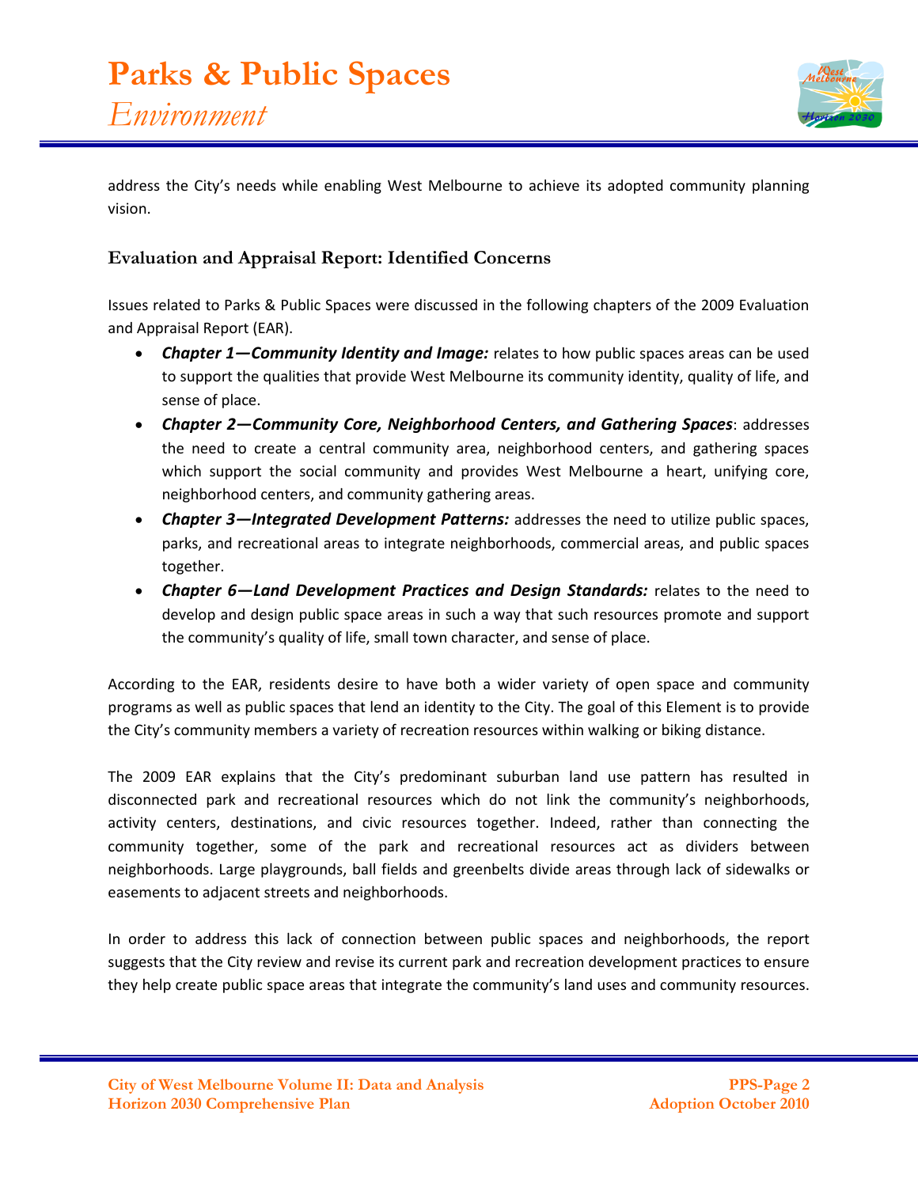address the City's needs while enabling West Melbourne to achieve its adopted community planning vision.

### Evaluation and Appraisal Report: Identified Concerns

Issues related to Parks & Public Spaces were discussed in the following chapters of the 2009 Evaluation and Appraisal Report (EAR).

- ***Chapter 1—Community Identity and Image:*** relates to how public spaces areas can be used to support the qualities that provide West Melbourne its community identity, quality of life, and sense of place.
- ***Chapter 2—Community Core, Neighborhood Centers, and Gathering Spaces***: addresses the need to create a central community area, neighborhood centers, and gathering spaces which support the social community and provides West Melbourne a heart, unifying core, neighborhood centers, and community gathering areas.
- ***Chapter 3—Integrated Development Patterns:*** addresses the need to utilize public spaces, parks, and recreational areas to integrate neighborhoods, commercial areas, and public spaces together.
- ***Chapter 6—Land Development Practices and Design Standards:*** relates to the need to develop and design public space areas in such a way that such resources promote and support the community's quality of life, small town character, and sense of place.

According to the EAR, residents desire to have both a wider variety of open space and community programs as well as public spaces that lend an identity to the City. The goal of this Element is to provide the City's community members a variety of recreation resources within walking or biking distance.

The 2009 EAR explains that the City's predominant suburban land use pattern has resulted in disconnected park and recreational resources which do not link the community's neighborhoods, activity centers, destinations, and civic resources together. Indeed, rather than connecting the community together, some of the park and recreational resources act as dividers between neighborhoods. Large playgrounds, ball fields and greenbelts divide areas through lack of sidewalks or easements to adjacent streets and neighborhoods.

In order to address this lack of connection between public spaces and neighborhoods, the report suggests that the City review and revise its current park and recreation development practices to ensure they help create public space areas that integrate the community's land uses and community resources.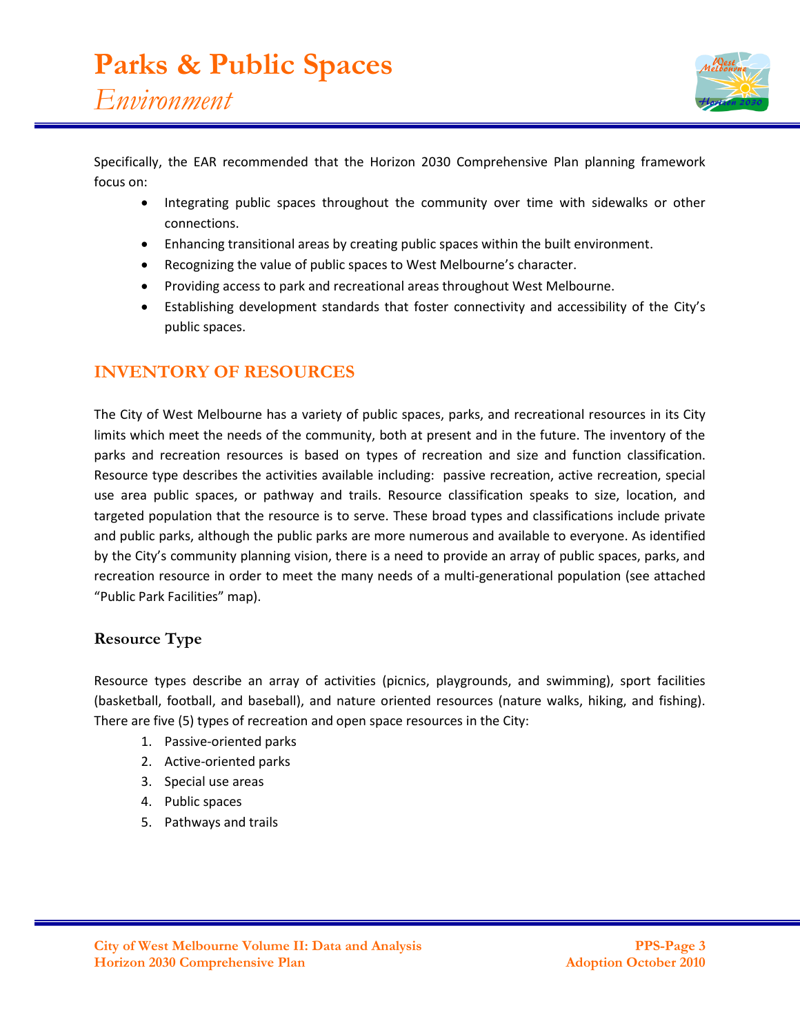Specifically, the EAR recommended that the Horizon 2030 Comprehensive Plan planning framework focus on:

- Integrating public spaces throughout the community over time with sidewalks or other connections.
- Enhancing transitional areas by creating public spaces within the built environment.
- Recognizing the value of public spaces to West Melbourne's character.
- Providing access to park and recreational areas throughout West Melbourne.
- Establishing development standards that foster connectivity and accessibility of the City's public spaces.

## INVENTORY OF RESOURCES

The City of West Melbourne has a variety of public spaces, parks, and recreational resources in its City limits which meet the needs of the community, both at present and in the future. The inventory of the parks and recreation resources is based on types of recreation and size and function classification. Resource type describes the activities available including: passive recreation, active recreation, special use area public spaces, or pathway and trails. Resource classification speaks to size, location, and targeted population that the resource is to serve. These broad types and classifications include private and public parks, although the public parks are more numerous and available to everyone. As identified by the City's community planning vision, there is a need to provide an array of public spaces, parks, and recreation resource in order to meet the many needs of a multi-generational population (see attached "Public Park Facilities" map).

### Resource Type

Resource types describe an array of activities (picnics, playgrounds, and swimming), sport facilities (basketball, football, and baseball), and nature oriented resources (nature walks, hiking, and fishing). There are five (5) types of recreation and open space resources in the City:

1. Passive-oriented parks
2. Active-oriented parks
3. Special use areas
4. Public spaces
5. Pathways and trails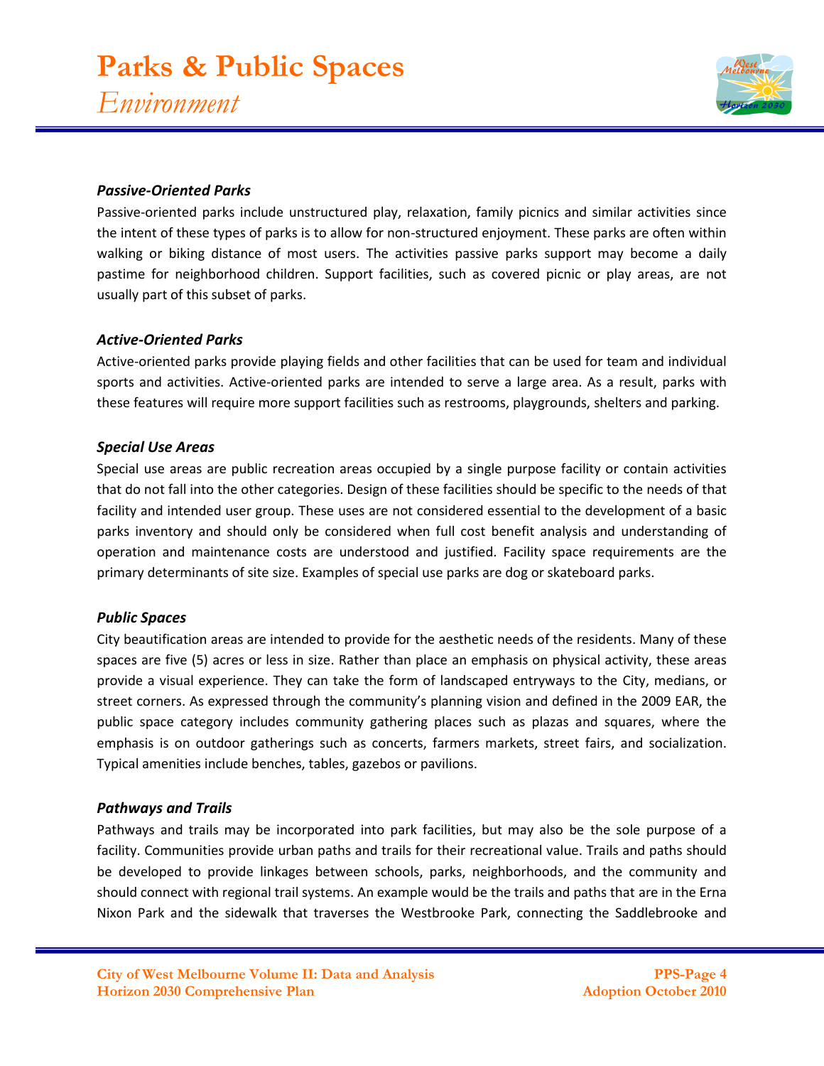### *Passive-Oriented Parks*

Passive-oriented parks include unstructured play, relaxation, family picnics and similar activities since the intent of these types of parks is to allow for non-structured enjoyment. These parks are often within walking or biking distance of most users. The activities passive parks support may become a daily pastime for neighborhood children. Support facilities, such as covered picnic or play areas, are not usually part of this subset of parks.

### *Active-Oriented Parks*

Active-oriented parks provide playing fields and other facilities that can be used for team and individual sports and activities. Active-oriented parks are intended to serve a large area. As a result, parks with these features will require more support facilities such as restrooms, playgrounds, shelters and parking.

### *Special Use Areas*

Special use areas are public recreation areas occupied by a single purpose facility or contain activities that do not fall into the other categories. Design of these facilities should be specific to the needs of that facility and intended user group. These uses are not considered essential to the development of a basic parks inventory and should only be considered when full cost benefit analysis and understanding of operation and maintenance costs are understood and justified. Facility space requirements are the primary determinants of site size. Examples of special use parks are dog or skateboard parks.

### *Public Spaces*

City beautification areas are intended to provide for the aesthetic needs of the residents. Many of these spaces are five (5) acres or less in size. Rather than place an emphasis on physical activity, these areas provide a visual experience. They can take the form of landscaped entryways to the City, medians, or street corners. As expressed through the community's planning vision and defined in the 2009 EAR, the public space category includes community gathering places such as plazas and squares, where the emphasis is on outdoor gatherings such as concerts, farmers markets, street fairs, and socialization. Typical amenities include benches, tables, gazebos or pavilions.

### *Pathways and Trails*

Pathways and trails may be incorporated into park facilities, but may also be the sole purpose of a facility. Communities provide urban paths and trails for their recreational value. Trails and paths should be developed to provide linkages between schools, parks, neighborhoods, and the community and should connect with regional trail systems. An example would be the trails and paths that are in the Erna Nixon Park and the sidewalk that traverses the Westbrooke Park, connecting the Saddlebrooke and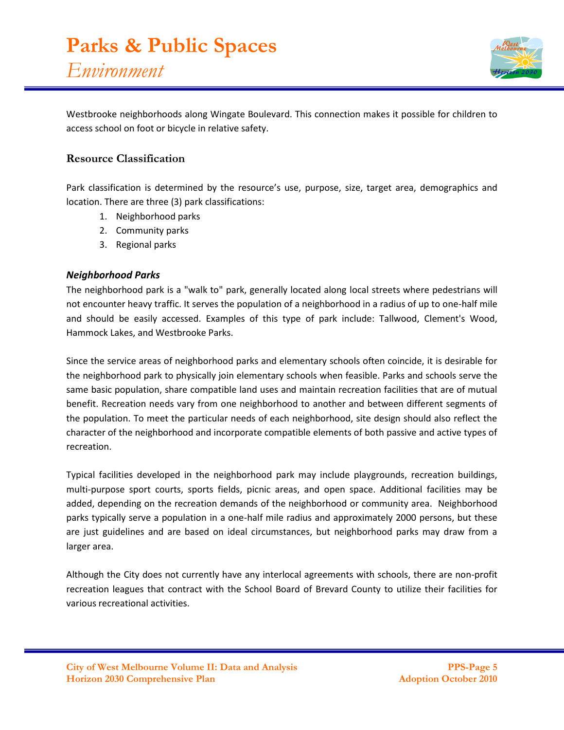Westbrooke neighborhoods along Wingate Boulevard. This connection makes it possible for children to access school on foot or bicycle in relative safety.

### Resource Classification

Park classification is determined by the resource's use, purpose, size, target area, demographics and location. There are three (3) park classifications:

1. Neighborhood parks
2. Community parks
3. Regional parks

#### *Neighborhood Parks*

The neighborhood park is a "walk to" park, generally located along local streets where pedestrians will not encounter heavy traffic. It serves the population of a neighborhood in a radius of up to one-half mile and should be easily accessed. Examples of this type of park include: Tallwood, Clement's Wood, Hammock Lakes, and Westbrooke Parks.

Since the service areas of neighborhood parks and elementary schools often coincide, it is desirable for the neighborhood park to physically join elementary schools when feasible. Parks and schools serve the same basic population, share compatible land uses and maintain recreation facilities that are of mutual benefit. Recreation needs vary from one neighborhood to another and between different segments of the population. To meet the particular needs of each neighborhood, site design should also reflect the character of the neighborhood and incorporate compatible elements of both passive and active types of recreation.

Typical facilities developed in the neighborhood park may include playgrounds, recreation buildings, multi-purpose sport courts, sports fields, picnic areas, and open space. Additional facilities may be added, depending on the recreation demands of the neighborhood or community area. Neighborhood parks typically serve a population in a one-half mile radius and approximately 2000 persons, but these are just guidelines and are based on ideal circumstances, but neighborhood parks may draw from a larger area.

Although the City does not currently have any interlocal agreements with schools, there are non-profit recreation leagues that contract with the School Board of Brevard County to utilize their facilities for various recreational activities.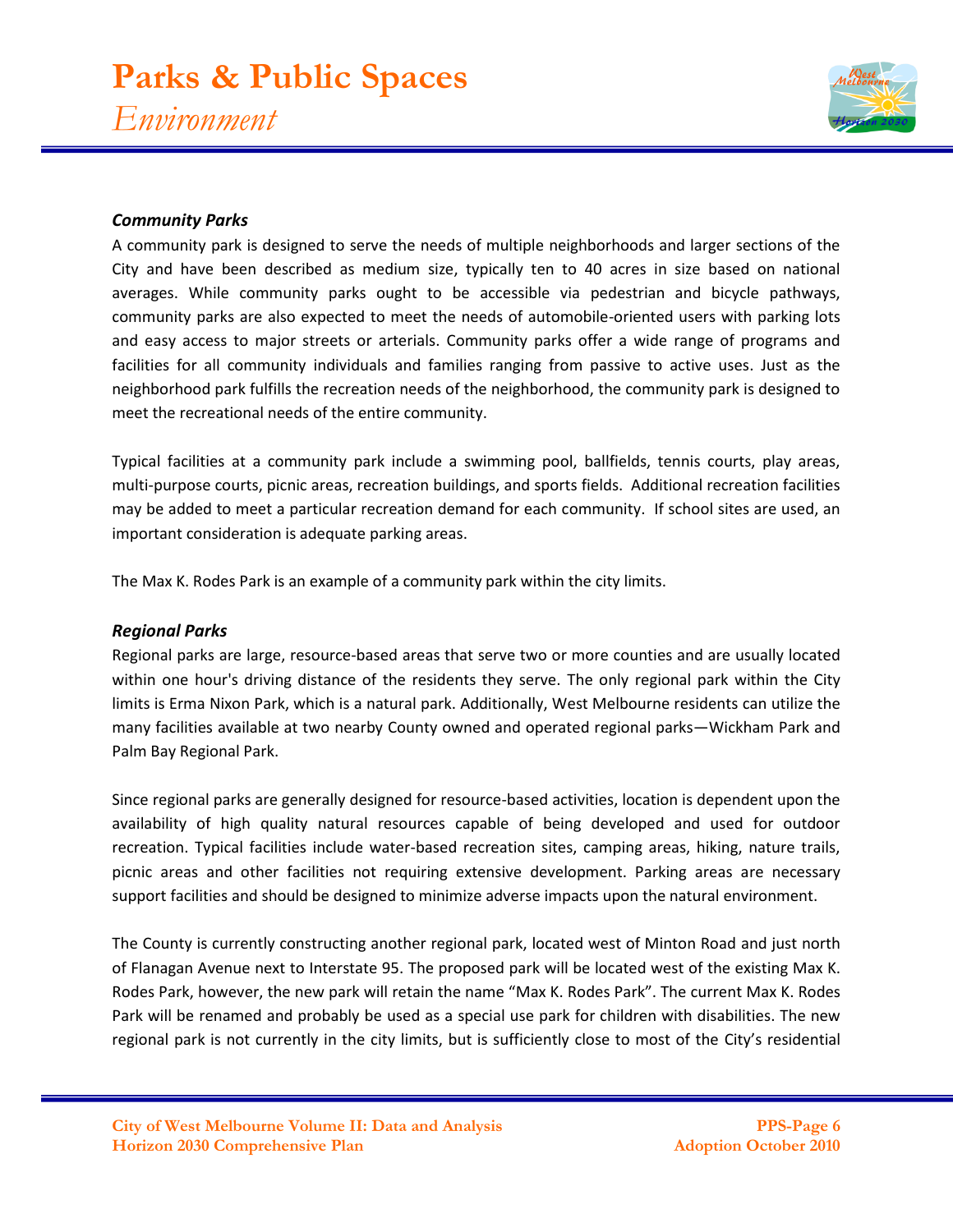### *Community Parks*

A community park is designed to serve the needs of multiple neighborhoods and larger sections of the City and have been described as medium size, typically ten to 40 acres in size based on national averages. While community parks ought to be accessible via pedestrian and bicycle pathways, community parks are also expected to meet the needs of automobile-oriented users with parking lots and easy access to major streets or arterials. Community parks offer a wide range of programs and facilities for all community individuals and families ranging from passive to active uses. Just as the neighborhood park fulfills the recreation needs of the neighborhood, the community park is designed to meet the recreational needs of the entire community.

Typical facilities at a community park include a swimming pool, ballfields, tennis courts, play areas, multi-purpose courts, picnic areas, recreation buildings, and sports fields. Additional recreation facilities may be added to meet a particular recreation demand for each community. If school sites are used, an important consideration is adequate parking areas.

The Max K. Rodes Park is an example of a community park within the city limits.

### *Regional Parks*

Regional parks are large, resource-based areas that serve two or more counties and are usually located within one hour's driving distance of the residents they serve. The only regional park within the City limits is Erma Nixon Park, which is a natural park. Additionally, West Melbourne residents can utilize the many facilities available at two nearby County owned and operated regional parks—Wickham Park and Palm Bay Regional Park.

Since regional parks are generally designed for resource-based activities, location is dependent upon the availability of high quality natural resources capable of being developed and used for outdoor recreation. Typical facilities include water-based recreation sites, camping areas, hiking, nature trails, picnic areas and other facilities not requiring extensive development. Parking areas are necessary support facilities and should be designed to minimize adverse impacts upon the natural environment.

The County is currently constructing another regional park, located west of Minton Road and just north of Flanagan Avenue next to Interstate 95. The proposed park will be located west of the existing Max K. Rodes Park, however, the new park will retain the name "Max K. Rodes Park". The current Max K. Rodes Park will be renamed and probably be used as a special use park for children with disabilities. The new regional park is not currently in the city limits, but is sufficiently close to most of the City's residential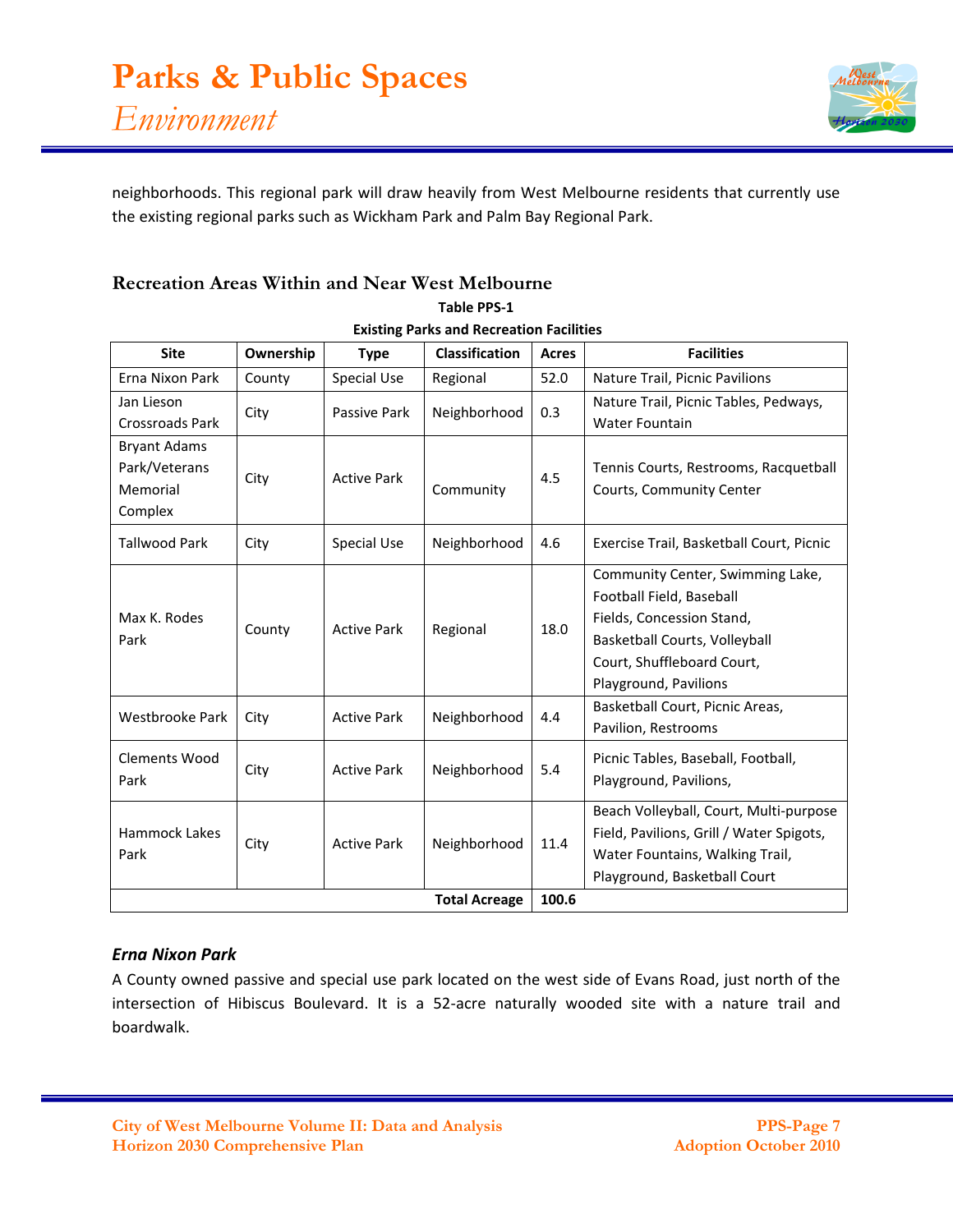neighborhoods. This regional park will draw heavily from West Melbourne residents that currently use the existing regional parks such as Wickham Park and Palm Bay Regional Park.

### Recreation Areas Within and Near West Melbourne

**Table PPS-1**
**Existing Parks and Recreation Facilities**

| Site | Ownership | Type | Classification | Acres | Facilities |
|---|---|---|---|---|---|
| Erna Nixon Park | County | Special Use | Regional | 52.0 | Nature Trail, Picnic Pavilions |
| Jan Lieson Crossroads Park | City | Passive Park | Neighborhood | 0.3 | Nature Trail, Picnic Tables, Pedways, Water Fountain |
| Bryant Adams Park/Veterans Memorial Complex | City | Active Park | Community | 4.5 | Tennis Courts, Restrooms, Racquetball Courts, Community Center |
| Tallwood Park | City | Special Use | Neighborhood | 4.6 | Exercise Trail, Basketball Court, Picnic |
| Max K. Rodes Park | County | Active Park | Regional | 18.0 | Community Center, Swimming Lake, Football Field, Baseball Fields, Concession Stand, Basketball Courts, Volleyball Court, Shuffleboard Court, Playground, Pavilions |
| Westbrooke Park | City | Active Park | Neighborhood | 4.4 | Basketball Court, Picnic Areas, Pavilion, Restrooms |
| Clements Wood Park | City | Active Park | Neighborhood | 5.4 | Picnic Tables, Baseball, Football, Playground, Pavilions, |
| Hammock Lakes Park | City | Active Park | Neighborhood | 11.4 | Beach Volleyball, Court, Multi-purpose Field, Pavilions, Grill / Water Spigots, Water Fountains, Walking Trail, Playground, Basketball Court |
| | | | **Total Acreage** | **100.6** | |

#### *Erna Nixon Park*

A County owned passive and special use park located on the west side of Evans Road, just north of the intersection of Hibiscus Boulevard. It is a 52-acre naturally wooded site with a nature trail and boardwalk.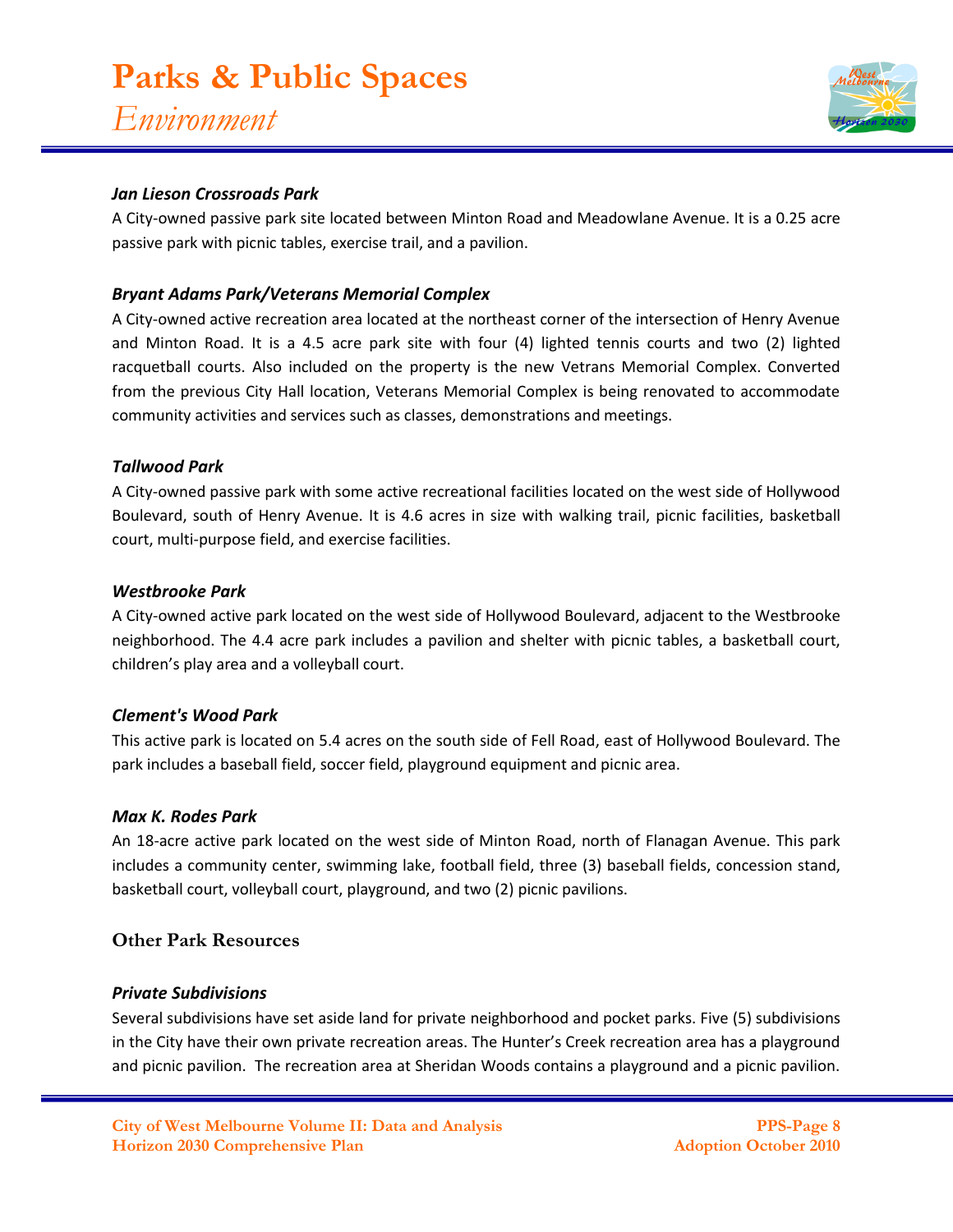### *Jan Lieson Crossroads Park*

A City-owned passive park site located between Minton Road and Meadowlane Avenue. It is a 0.25 acre passive park with picnic tables, exercise trail, and a pavilion.

### *Bryant Adams Park/Veterans Memorial Complex*

A City-owned active recreation area located at the northeast corner of the intersection of Henry Avenue and Minton Road. It is a 4.5 acre park site with four (4) lighted tennis courts and two (2) lighted racquetball courts. Also included on the property is the new Vetrans Memorial Complex. Converted from the previous City Hall location, Veterans Memorial Complex is being renovated to accommodate community activities and services such as classes, demonstrations and meetings.

### *Tallwood Park*

A City-owned passive park with some active recreational facilities located on the west side of Hollywood Boulevard, south of Henry Avenue. It is 4.6 acres in size with walking trail, picnic facilities, basketball court, multi-purpose field, and exercise facilities.

### *Westbrooke Park*

A City-owned active park located on the west side of Hollywood Boulevard, adjacent to the Westbrooke neighborhood. The 4.4 acre park includes a pavilion and shelter with picnic tables, a basketball court, children's play area and a volleyball court.

### *Clement's Wood Park*

This active park is located on 5.4 acres on the south side of Fell Road, east of Hollywood Boulevard. The park includes a baseball field, soccer field, playground equipment and picnic area.

### *Max K. Rodes Park*

An 18-acre active park located on the west side of Minton Road, north of Flanagan Avenue. This park includes a community center, swimming lake, football field, three (3) baseball fields, concession stand, basketball court, volleyball court, playground, and two (2) picnic pavilions.

## Other Park Resources

### *Private Subdivisions*

Several subdivisions have set aside land for private neighborhood and pocket parks. Five (5) subdivisions in the City have their own private recreation areas. The Hunter's Creek recreation area has a playground and picnic pavilion. The recreation area at Sheridan Woods contains a playground and a picnic pavilion.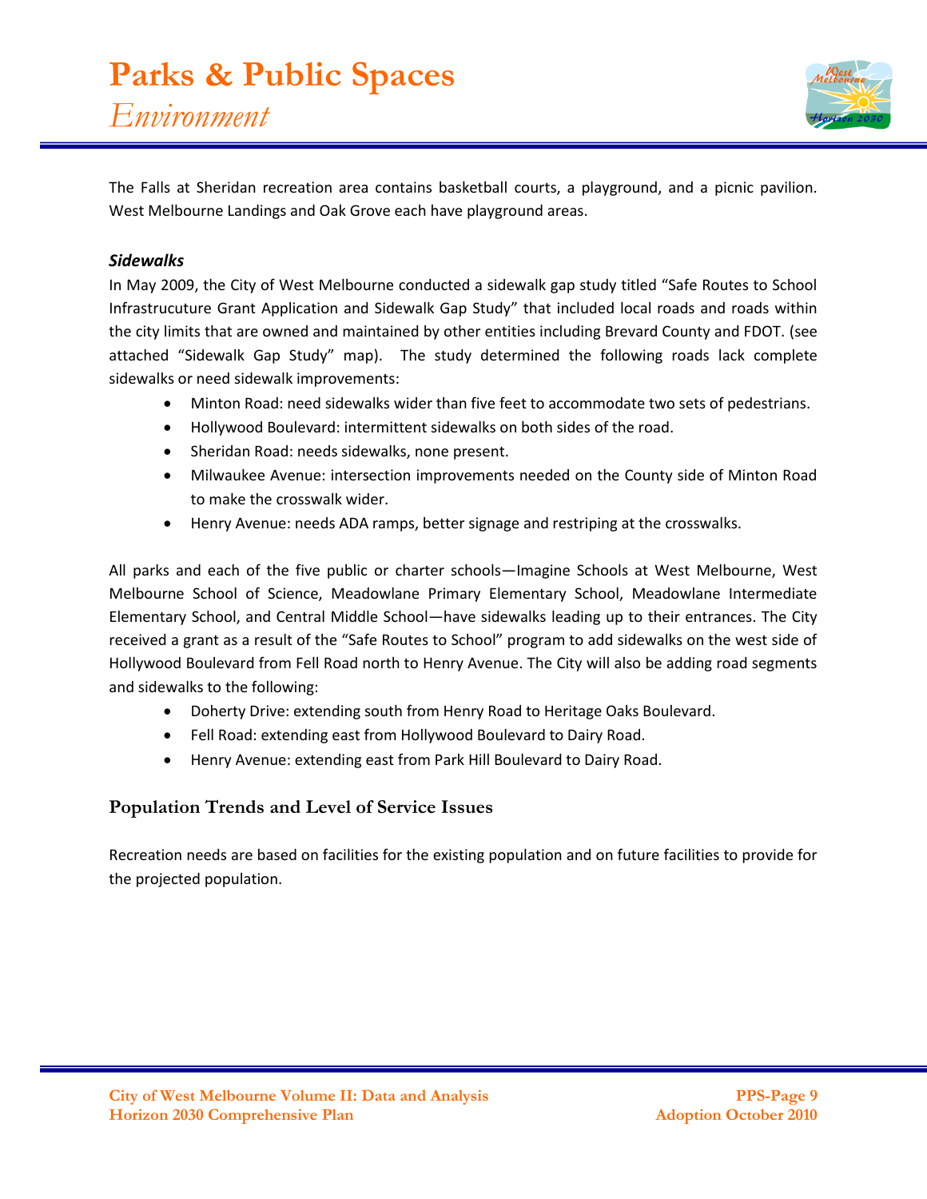The Falls at Sheridan recreation area contains basketball courts, a playground, and a picnic pavilion. West Melbourne Landings and Oak Grove each have playground areas.

### *Sidewalks*

In May 2009, the City of West Melbourne conducted a sidewalk gap study titled "Safe Routes to School Infrastrucuture Grant Application and Sidewalk Gap Study" that included local roads and roads within the city limits that are owned and maintained by other entities including Brevard County and FDOT. (see attached "Sidewalk Gap Study" map). The study determined the following roads lack complete sidewalks or need sidewalk improvements:

- Minton Road: need sidewalks wider than five feet to accommodate two sets of pedestrians.
- Hollywood Boulevard: intermittent sidewalks on both sides of the road.
- Sheridan Road: needs sidewalks, none present.
- Milwaukee Avenue: intersection improvements needed on the County side of Minton Road to make the crosswalk wider.
- Henry Avenue: needs ADA ramps, better signage and restriping at the crosswalks.

All parks and each of the five public or charter schools—Imagine Schools at West Melbourne, West Melbourne School of Science, Meadowlane Primary Elementary School, Meadowlane Intermediate Elementary School, and Central Middle School—have sidewalks leading up to their entrances. The City received a grant as a result of the "Safe Routes to School" program to add sidewalks on the west side of Hollywood Boulevard from Fell Road north to Henry Avenue. The City will also be adding road segments and sidewalks to the following:

- Doherty Drive: extending south from Henry Road to Heritage Oaks Boulevard.
- Fell Road: extending east from Hollywood Boulevard to Dairy Road.
- Henry Avenue: extending east from Park Hill Boulevard to Dairy Road.

## Population Trends and Level of Service Issues

Recreation needs are based on facilities for the existing population and on future facilities to provide for the projected population.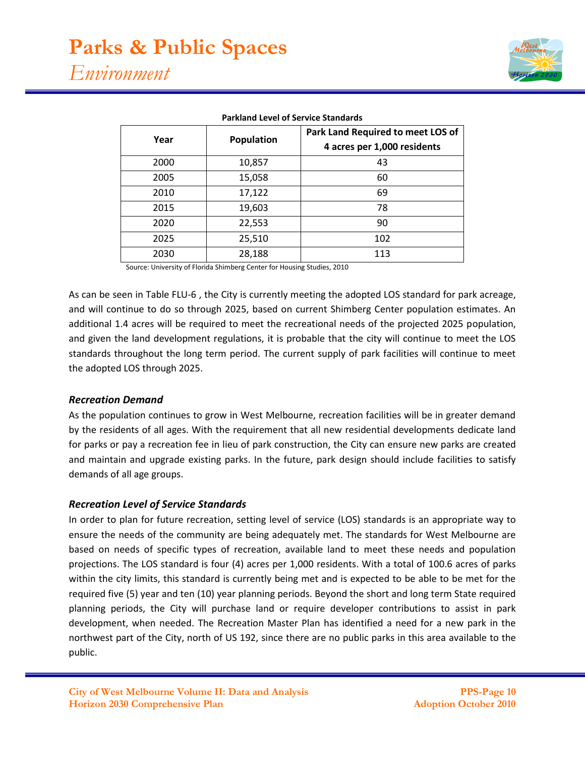**Parkland Level of Service Standards**

| Year | Population | Park Land Required to meet LOS of 4 acres per 1,000 residents |
|---|---|---|
| 2000 | 10,857 | 43 |
| 2005 | 15,058 | 60 |
| 2010 | 17,122 | 69 |
| 2015 | 19,603 | 78 |
| 2020 | 22,553 | 90 |
| 2025 | 25,510 | 102 |
| 2030 | 28,188 | 113 |

Source: University of Florida Shimberg Center for Housing Studies, 2010

As can be seen in Table FLU-6 , the City is currently meeting the adopted LOS standard for park acreage, and will continue to do so through 2025, based on current Shimberg Center population estimates. An additional 1.4 acres will be required to meet the recreational needs of the projected 2025 population, and given the land development regulations, it is probable that the city will continue to meet the LOS standards throughout the long term period. The current supply of park facilities will continue to meet the adopted LOS through 2025.

### *Recreation Demand*

As the population continues to grow in West Melbourne, recreation facilities will be in greater demand by the residents of all ages. With the requirement that all new residential developments dedicate land for parks or pay a recreation fee in lieu of park construction, the City can ensure new parks are created and maintain and upgrade existing parks. In the future, park design should include facilities to satisfy demands of all age groups.

### *Recreation Level of Service Standards*

In order to plan for future recreation, setting level of service (LOS) standards is an appropriate way to ensure the needs of the community are being adequately met. The standards for West Melbourne are based on needs of specific types of recreation, available land to meet these needs and population projections. The LOS standard is four (4) acres per 1,000 residents. With a total of 100.6 acres of parks within the city limits, this standard is currently being met and is expected to be able to be met for the required five (5) year and ten (10) year planning periods. Beyond the short and long term State required planning periods, the City will purchase land or require developer contributions to assist in park development, when needed. The Recreation Master Plan has identified a need for a new park in the northwest part of the City, north of US 192, since there are no public parks in this area available to the public.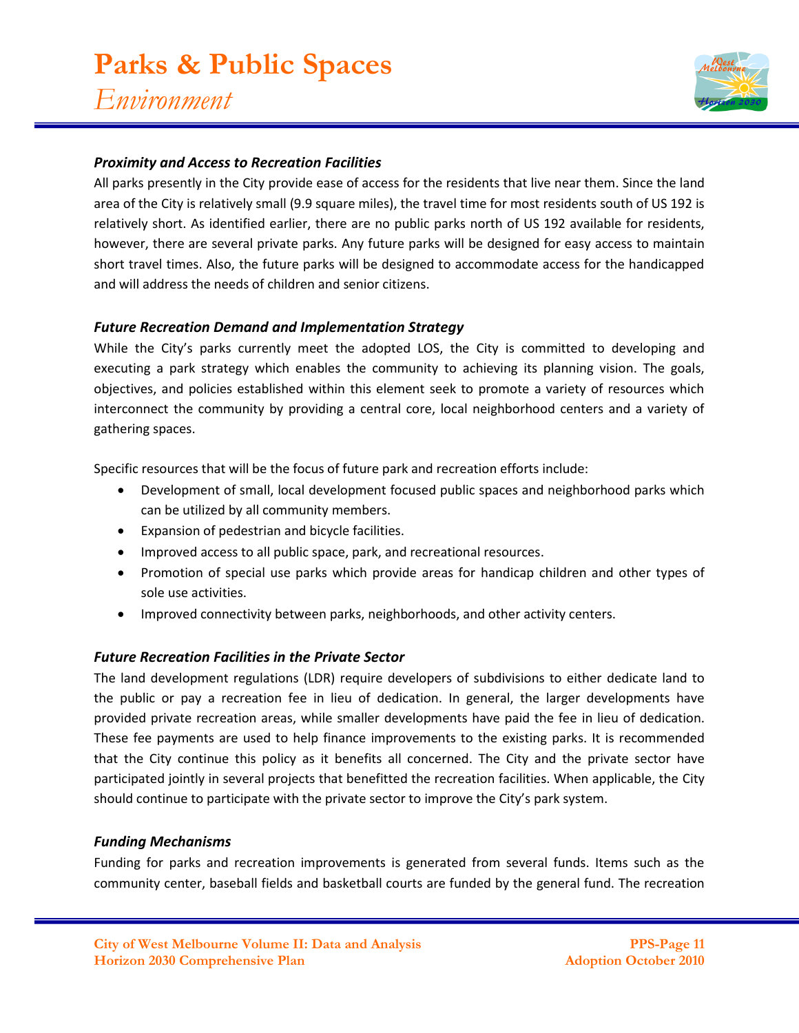### *Proximity and Access to Recreation Facilities*

All parks presently in the City provide ease of access for the residents that live near them. Since the land area of the City is relatively small (9.9 square miles), the travel time for most residents south of US 192 is relatively short. As identified earlier, there are no public parks north of US 192 available for residents, however, there are several private parks. Any future parks will be designed for easy access to maintain short travel times. Also, the future parks will be designed to accommodate access for the handicapped and will address the needs of children and senior citizens.

### *Future Recreation Demand and Implementation Strategy*

While the City's parks currently meet the adopted LOS, the City is committed to developing and executing a park strategy which enables the community to achieving its planning vision. The goals, objectives, and policies established within this element seek to promote a variety of resources which interconnect the community by providing a central core, local neighborhood centers and a variety of gathering spaces.

Specific resources that will be the focus of future park and recreation efforts include:

- Development of small, local development focused public spaces and neighborhood parks which can be utilized by all community members.
- Expansion of pedestrian and bicycle facilities.
- Improved access to all public space, park, and recreational resources.
- Promotion of special use parks which provide areas for handicap children and other types of sole use activities.
- Improved connectivity between parks, neighborhoods, and other activity centers.

### *Future Recreation Facilities in the Private Sector*

The land development regulations (LDR) require developers of subdivisions to either dedicate land to the public or pay a recreation fee in lieu of dedication. In general, the larger developments have provided private recreation areas, while smaller developments have paid the fee in lieu of dedication. These fee payments are used to help finance improvements to the existing parks. It is recommended that the City continue this policy as it benefits all concerned. The City and the private sector have participated jointly in several projects that benefitted the recreation facilities. When applicable, the City should continue to participate with the private sector to improve the City's park system.

### *Funding Mechanisms*

Funding for parks and recreation improvements is generated from several funds. Items such as the community center, baseball fields and basketball courts are funded by the general fund. The recreation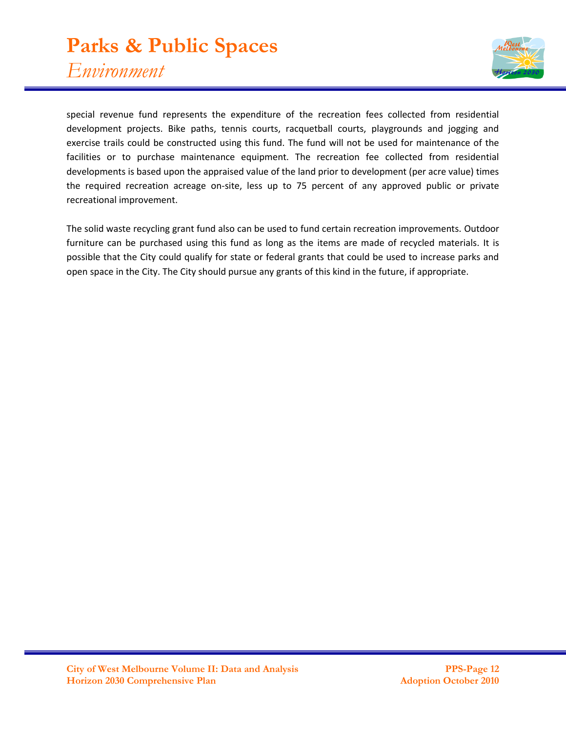special revenue fund represents the expenditure of the recreation fees collected from residential development projects. Bike paths, tennis courts, racquetball courts, playgrounds and jogging and exercise trails could be constructed using this fund. The fund will not be used for maintenance of the facilities or to purchase maintenance equipment. The recreation fee collected from residential developments is based upon the appraised value of the land prior to development (per acre value) times the required recreation acreage on-site, less up to 75 percent of any approved public or private recreational improvement.

The solid waste recycling grant fund also can be used to fund certain recreation improvements. Outdoor furniture can be purchased using this fund as long as the items are made of recycled materials. It is possible that the City could qualify for state or federal grants that could be used to increase parks and open space in the City. The City should pursue any grants of this kind in the future, if appropriate.